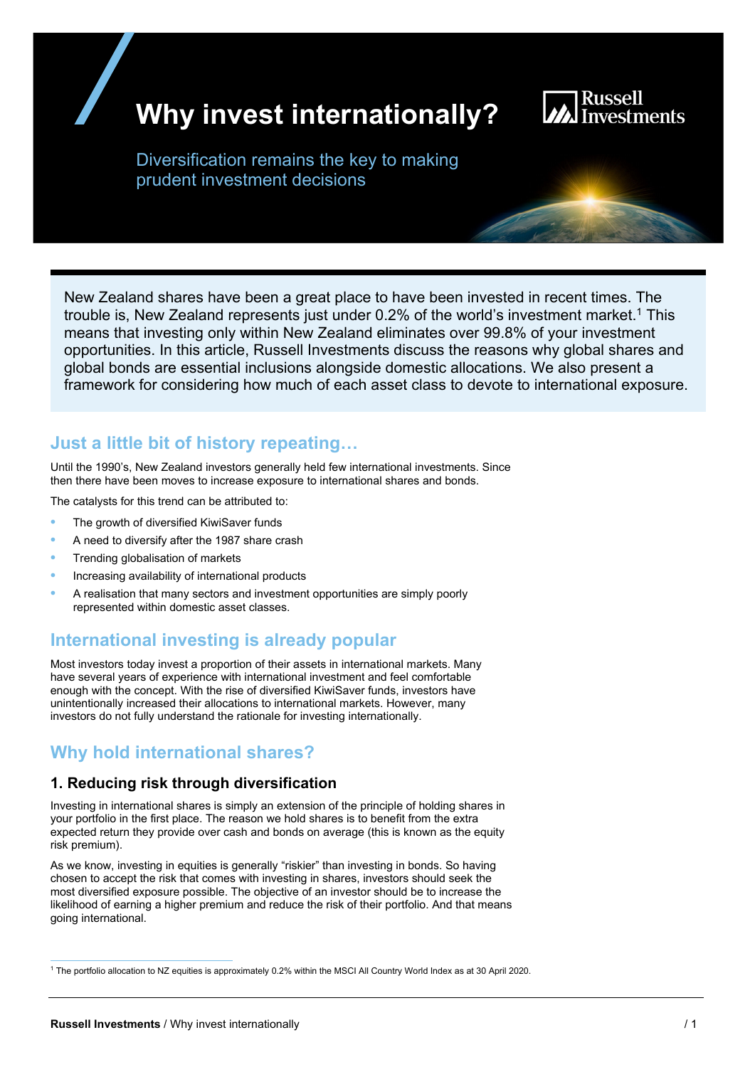# Why invest internationally?

Diversification remains the key to making prudent investment decisions

New Zealand shares have been a great place to have been invested in recent times. The trouble is, New Zealand represents just under 0.2% of the world's investment market.[1] This means that investing only within New Zealand eliminates over 99.8% of your investment opportunities. In this article, Russell Investments discuss the reasons why global shares and global bonds are essential inclusions alongside domestic allocations. We also present a framework for considering how much of each asset class to devote to international exposure.

## Just a little bit of history repeating…

Until the 1990's, New Zealand investors generally held few international investments. Since then there have been moves to increase exposure to international shares and bonds.

The catalysts for this trend can be attributed to:

- The growth of diversified KiwiSaver funds
- A need to diversify after the 1987 share crash
- Trending globalisation of markets
- Increasing availability of international products
- A realisation that many sectors and investment opportunities are simply poorly represented within domestic asset classes.

## International investing is already popular

Most investors today invest a proportion of their assets in international markets. Many have several years of experience with international investment and feel comfortable enough with the concept. With the rise of diversified KiwiSaver funds, investors have unintentionally increased their allocations to international markets. However, many investors do not fully understand the rationale for investing internationally.

## Why hold international shares?

### 1. Reducing risk through diversification

Investing in international shares is simply an extension of the principle of holding shares in your portfolio in the first place. The reason we hold shares is to benefit from the extra expected return they provide over cash and bonds on average (this is known as the equity risk premium).

As we know, investing in equities is generally "riskier" than investing in bonds. So having chosen to accept the risk that comes with investing in shares, investors should seek the most diversified exposure possible. The objective of an investor should be to increase the likelihood of earning a higher premium and reduce the risk of their portfolio. And that means going international.

[1] The portfolio allocation to NZ equities is approximately 0.2% within the MSCI All Country World Index as at 30 April 2020.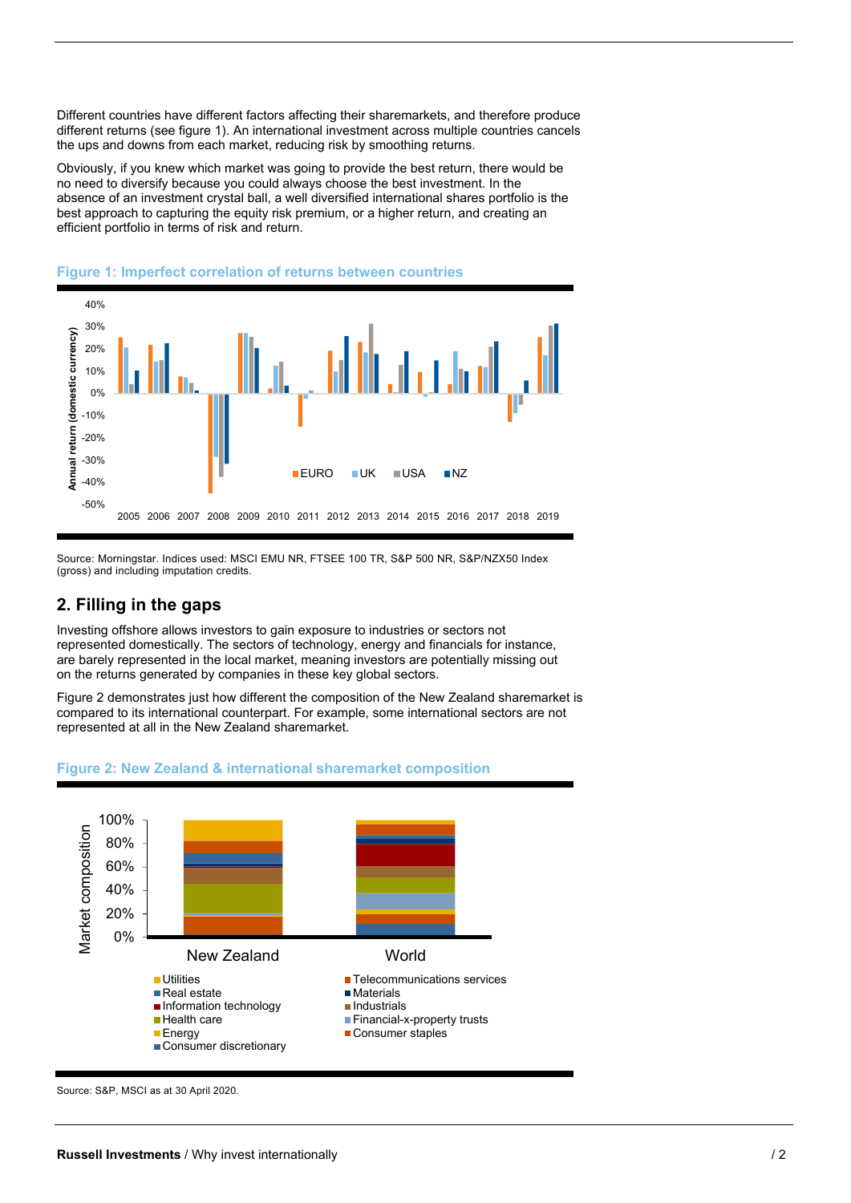Different countries have different factors affecting their sharemarkets, and therefore produce different returns (see figure 1). An international investment across multiple countries cancels the ups and downs from each market, reducing risk by smoothing returns.

Obviously, if you knew which market was going to provide the best return, there would be no need to diversify because you could always choose the best investment. In the absence of an investment crystal ball, a well diversified international shares portfolio is the best approach to capturing the equity risk premium, or a higher return, and creating an efficient portfolio in terms of risk and return.

**Figure 1: Imperfect correlation of returns between countries**

Source: Morningstar. Indices used: MSCI EMU NR, FTSEE 100 TR, S&P 500 NR, S&P/NZX50 Index (gross) and including imputation credits.

## 2. Filling in the gaps

Investing offshore allows investors to gain exposure to industries or sectors not represented domestically. The sectors of technology, energy and financials for instance, are barely represented in the local market, meaning investors are potentially missing out on the returns generated by companies in these key global sectors.

Figure 2 demonstrates just how different the composition of the New Zealand sharemarket is compared to its international counterpart. For example, some international sectors are not represented at all in the New Zealand sharemarket.

**Figure 2: New Zealand & international sharemarket composition**

Source: S&P, MSCI as at 30 April 2020.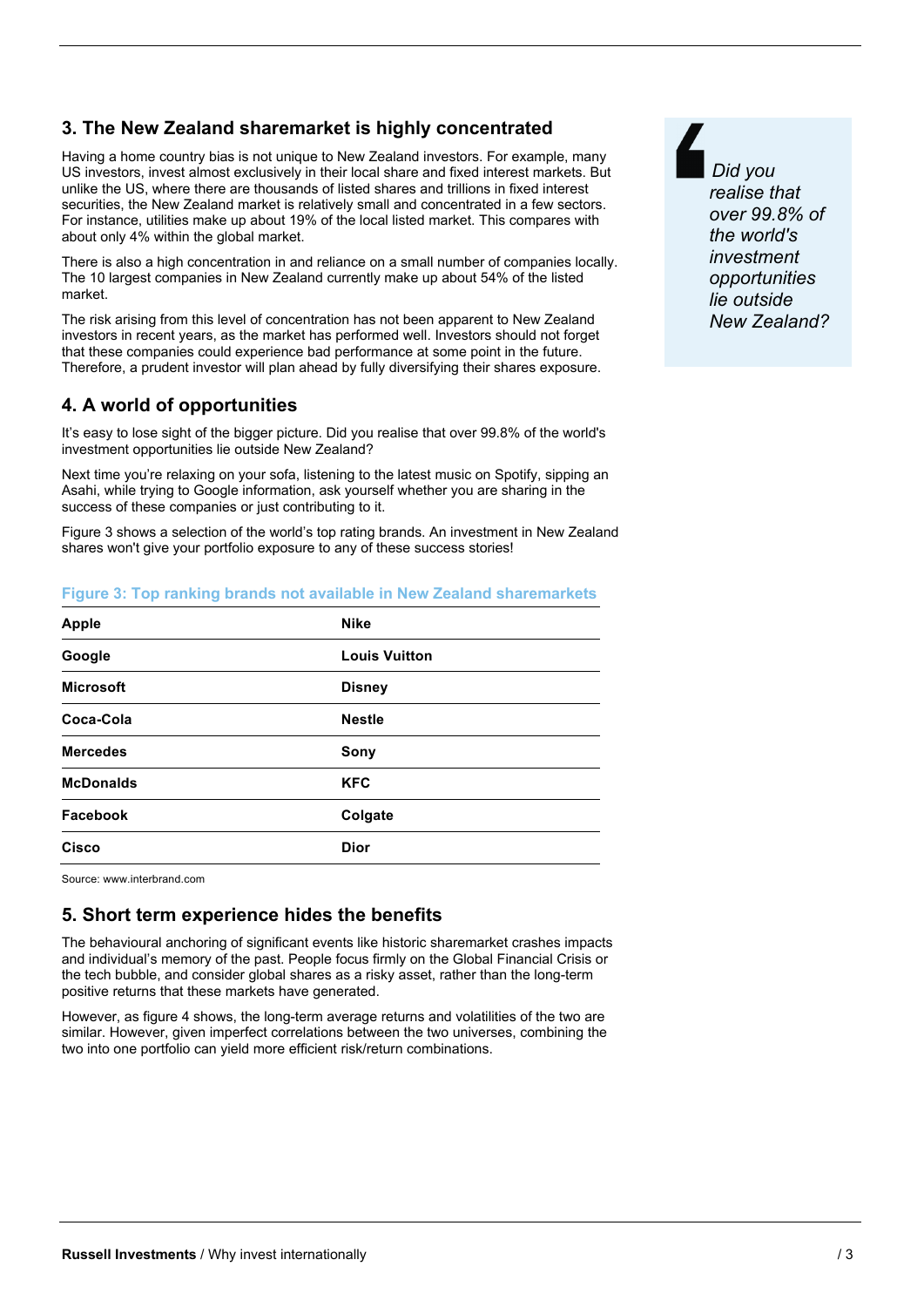## 3. The New Zealand sharemarket is highly concentrated

Having a home country bias is not unique to New Zealand investors. For example, many US investors, invest almost exclusively in their local share and fixed interest markets. But unlike the US, where there are thousands of listed shares and trillions in fixed interest securities, the New Zealand market is relatively small and concentrated in a few sectors. For instance, utilities make up about 19% of the local listed market. This compares with about only 4% within the global market.

There is also a high concentration in and reliance on a small number of companies locally. The 10 largest companies in New Zealand currently make up about 54% of the listed market.

The risk arising from this level of concentration has not been apparent to New Zealand investors in recent years, as the market has performed well. Investors should not forget that these companies could experience bad performance at some point in the future. Therefore, a prudent investor will plan ahead by fully diversifying their shares exposure.

> *Did you realise that over 99.8% of the world's investment opportunities lie outside New Zealand?*

## 4. A world of opportunities

It's easy to lose sight of the bigger picture. Did you realise that over 99.8% of the world's investment opportunities lie outside New Zealand?

Next time you're relaxing on your sofa, listening to the latest music on Spotify, sipping an Asahi, while trying to Google information, ask yourself whether you are sharing in the success of these companies or just contributing to it.

Figure 3 shows a selection of the world's top rating brands. An investment in New Zealand shares won't give your portfolio exposure to any of these success stories!

**Figure 3: Top ranking brands not available in New Zealand sharemarkets**

| | |
|---|---|
| **Apple** | **Nike** |
| **Google** | **Louis Vuitton** |
| **Microsoft** | **Disney** |
| **Coca-Cola** | **Nestle** |
| **Mercedes** | **Sony** |
| **McDonalds** | **KFC** |
| **Facebook** | **Colgate** |
| **Cisco** | **Dior** |

Source: www.interbrand.com

## 5. Short term experience hides the benefits

The behavioural anchoring of significant events like historic sharemarket crashes impacts and individual's memory of the past. People focus firmly on the Global Financial Crisis or the tech bubble, and consider global shares as a risky asset, rather than the long-term positive returns that these markets have generated.

However, as figure 4 shows, the long-term average returns and volatilities of the two are similar. However, given imperfect correlations between the two universes, combining the two into one portfolio can yield more efficient risk/return combinations.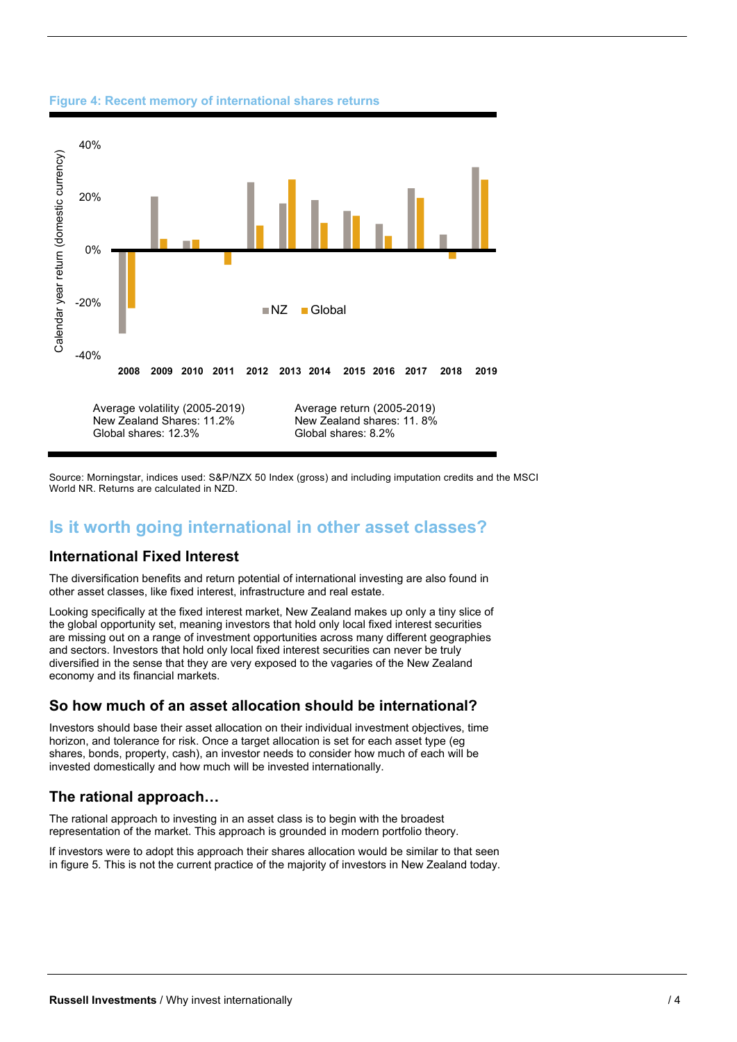**Figure 4: Recent memory of international shares returns**

Average volatility (2005-2019)
New Zealand Shares: 11.2%
Global shares: 12.3%

Average return (2005-2019)
New Zealand shares: 11. 8%
Global shares: 8.2%

Source: Morningstar, indices used: S&P/NZX 50 Index (gross) and including imputation credits and the MSCI World NR. Returns are calculated in NZD.

## Is it worth going international in other asset classes?

### International Fixed Interest

The diversification benefits and return potential of international investing are also found in other asset classes, like fixed interest, infrastructure and real estate.

Looking specifically at the fixed interest market, New Zealand makes up only a tiny slice of the global opportunity set, meaning investors that hold only local fixed interest securities are missing out on a range of investment opportunities across many different geographies and sectors. Investors that hold only local fixed interest securities can never be truly diversified in the sense that they are very exposed to the vagaries of the New Zealand economy and its financial markets.

### So how much of an asset allocation should be international?

Investors should base their asset allocation on their individual investment objectives, time horizon, and tolerance for risk. Once a target allocation is set for each asset type (eg shares, bonds, property, cash), an investor needs to consider how much of each will be invested domestically and how much will be invested internationally.

### The rational approach…

The rational approach to investing in an asset class is to begin with the broadest representation of the market. This approach is grounded in modern portfolio theory.

If investors were to adopt this approach their shares allocation would be similar to that seen in figure 5. This is not the current practice of the majority of investors in New Zealand today.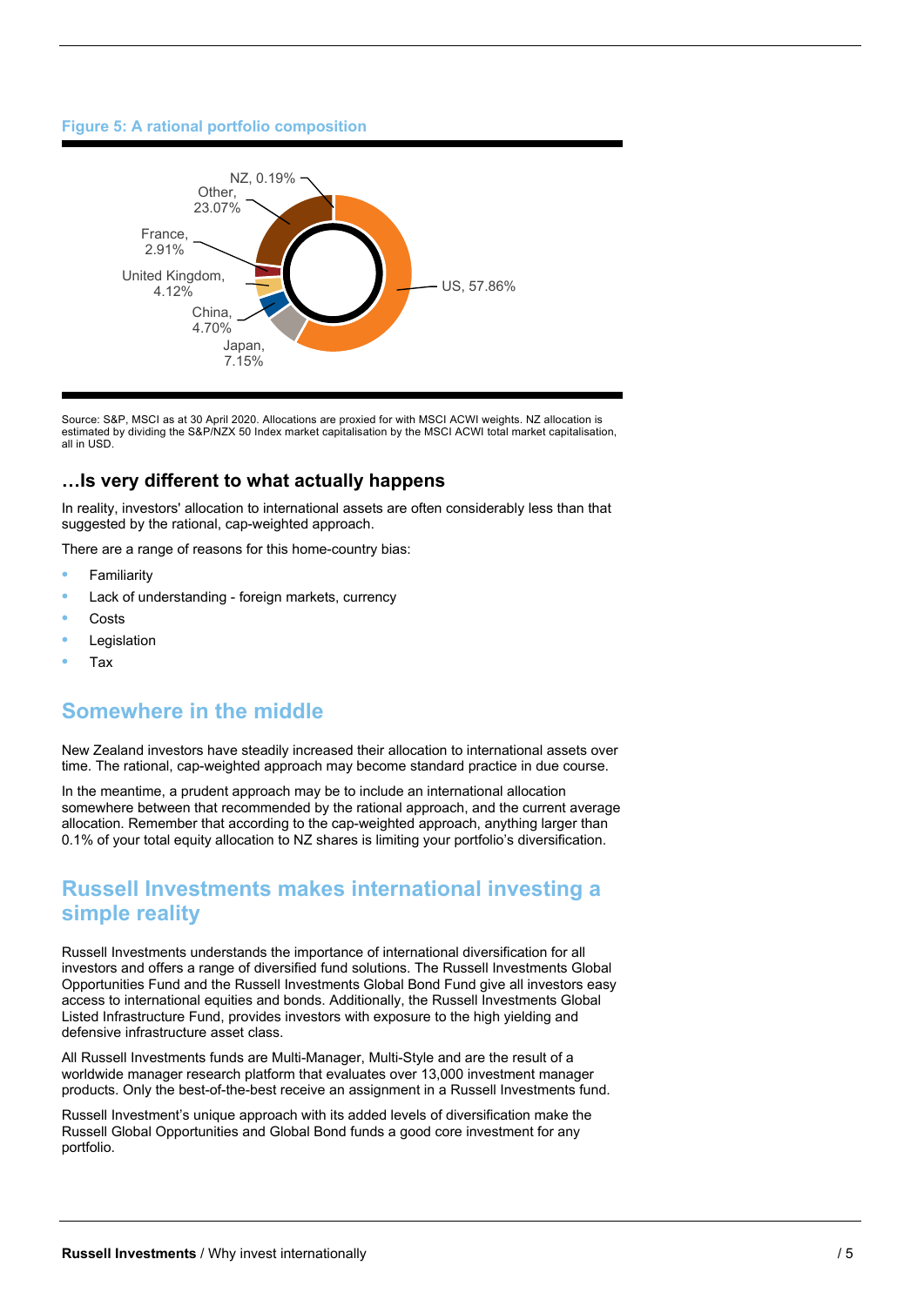**Figure 5: A rational portfolio composition**

| Country | Allocation |
|---|---|
| US | 57.86% |
| Japan | 7.15% |
| China | 4.70% |
| United Kingdom | 4.12% |
| France | 2.91% |
| Other | 23.07% |
| NZ | 0.19% |

Source: S&P, MSCI as at 30 April 2020. Allocations are proxied for with MSCI ACWI weights. NZ allocation is estimated by dividing the S&P/NZX 50 Index market capitalisation by the MSCI ACWI total market capitalisation, all in USD.

### …Is very different to what actually happens

In reality, investors' allocation to international assets are often considerably less than that suggested by the rational, cap-weighted approach.

There are a range of reasons for this home-country bias:

- Familiarity
- Lack of understanding - foreign markets, currency
- Costs
- Legislation
- Tax

## Somewhere in the middle

New Zealand investors have steadily increased their allocation to international assets over time. The rational, cap-weighted approach may become standard practice in due course.

In the meantime, a prudent approach may be to include an international allocation somewhere between that recommended by the rational approach, and the current average allocation. Remember that according to the cap-weighted approach, anything larger than 0.1% of your total equity allocation to NZ shares is limiting your portfolio's diversification.

## Russell Investments makes international investing a simple reality

Russell Investments understands the importance of international diversification for all investors and offers a range of diversified fund solutions. The Russell Investments Global Opportunities Fund and the Russell Investments Global Bond Fund give all investors easy access to international equities and bonds. Additionally, the Russell Investments Global Listed Infrastructure Fund, provides investors with exposure to the high yielding and defensive infrastructure asset class.

All Russell Investments funds are Multi-Manager, Multi-Style and are the result of a worldwide manager research platform that evaluates over 13,000 investment manager products. Only the best-of-the-best receive an assignment in a Russell Investments fund.

Russell Investment's unique approach with its added levels of diversification make the Russell Global Opportunities and Global Bond funds a good core investment for any portfolio.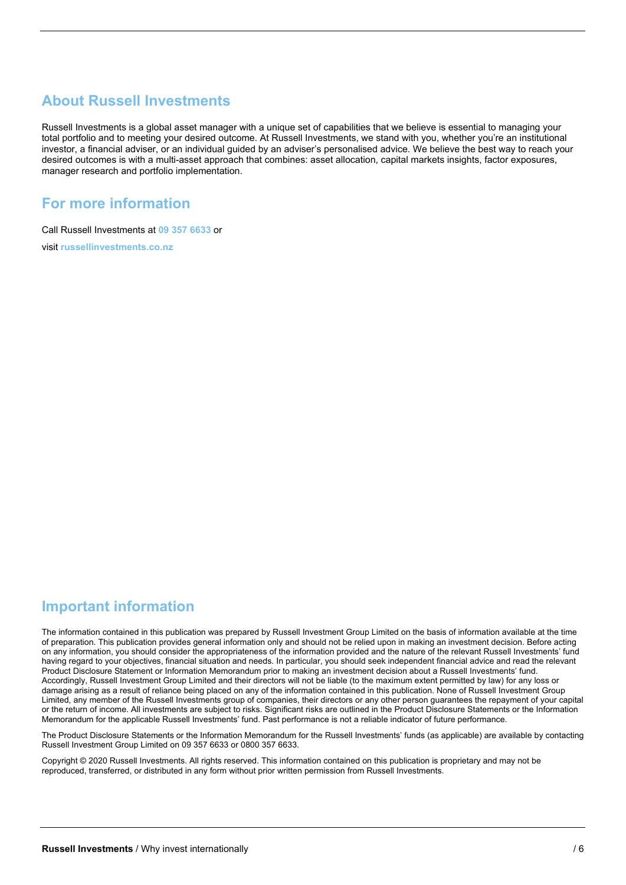## About Russell Investments

Russell Investments is a global asset manager with a unique set of capabilities that we believe is essential to managing your total portfolio and to meeting your desired outcome. At Russell Investments, we stand with you, whether you're an institutional investor, a financial adviser, or an individual guided by an adviser's personalised advice. We believe the best way to reach your desired outcomes is with a multi-asset approach that combines: asset allocation, capital markets insights, factor exposures, manager research and portfolio implementation.

## For more information

Call Russell Investments at **09 357 6633** or

visit **russellinvestments.co.nz**

## Important information

The information contained in this publication was prepared by Russell Investment Group Limited on the basis of information available at the time of preparation. This publication provides general information only and should not be relied upon in making an investment decision. Before acting on any information, you should consider the appropriateness of the information provided and the nature of the relevant Russell Investments' fund having regard to your objectives, financial situation and needs. In particular, you should seek independent financial advice and read the relevant Product Disclosure Statement or Information Memorandum prior to making an investment decision about a Russell Investments' fund. Accordingly, Russell Investment Group Limited and their directors will not be liable (to the maximum extent permitted by law) for any loss or damage arising as a result of reliance being placed on any of the information contained in this publication. None of Russell Investment Group Limited, any member of the Russell Investments group of companies, their directors or any other person guarantees the repayment of your capital or the return of income. All investments are subject to risks. Significant risks are outlined in the Product Disclosure Statements or the Information Memorandum for the applicable Russell Investments' fund. Past performance is not a reliable indicator of future performance.

The Product Disclosure Statements or the Information Memorandum for the Russell Investments' funds (as applicable) are available by contacting Russell Investment Group Limited on 09 357 6633 or 0800 357 6633.

Copyright © 2020 Russell Investments. All rights reserved. This information contained on this publication is proprietary and may not be reproduced, transferred, or distributed in any form without prior written permission from Russell Investments.